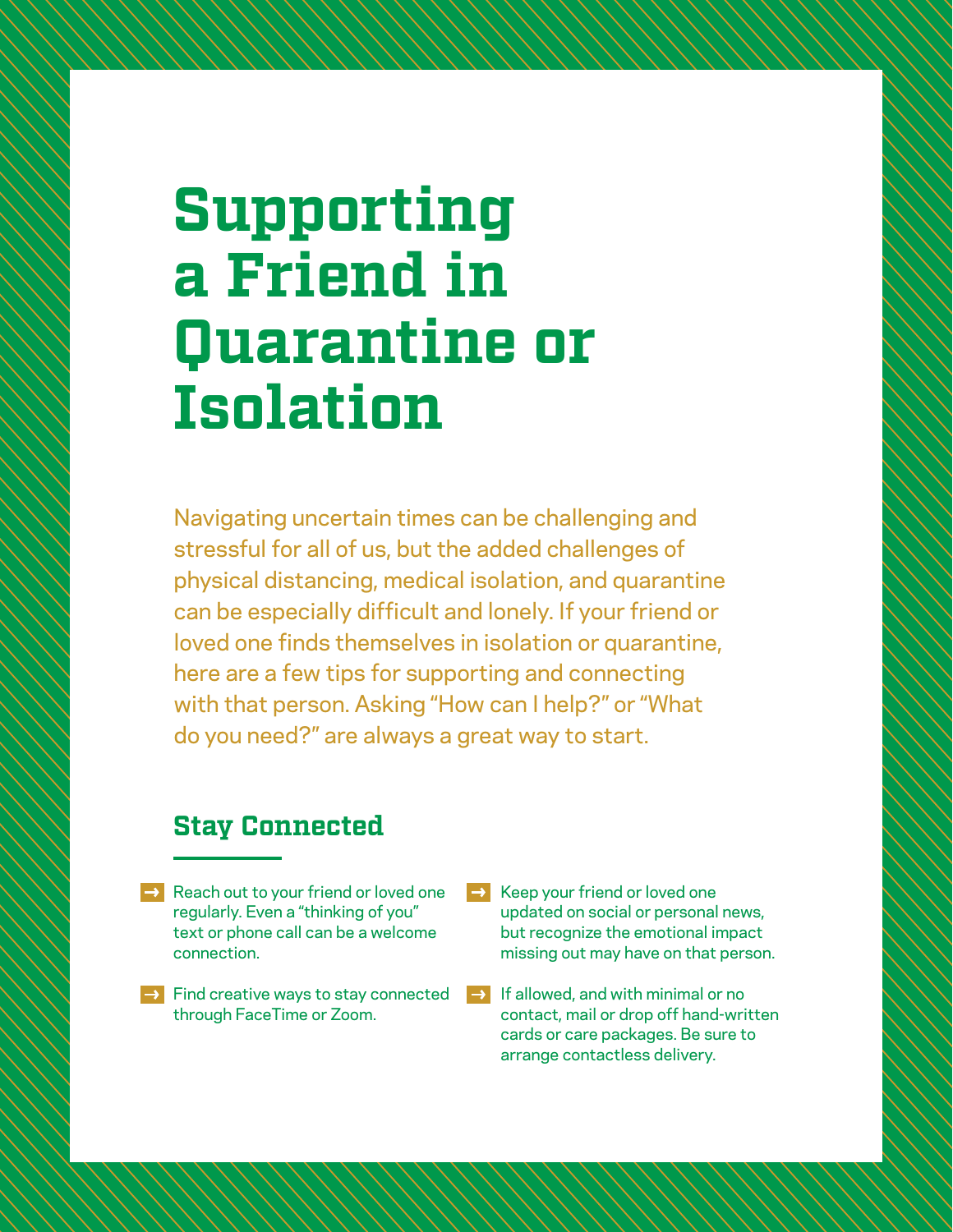# Supporting a Friend in Quarantine or Isolation

Navigating uncertain times can be challenging and stressful for all of us, but the added challenges of physical distancing, medical isolation, and quarantine can be especially difficult and lonely. If your friend or loved one finds themselves in isolation or quarantine, here are a few tips for supporting and connecting with that person. Asking "How can I help?" or "What do you need?" are always a great way to start.

## Stay Connected

- Reach out to your friend or loved one regularly. Even a "thinking of you" text or phone call can be a welcome connection.
- Find creative ways to stay connected through FaceTime or Zoom.
- Keep your friend or loved one updated on social or personal news, but recognize the emotional impact missing out may have on that person.
- If allowed, and with minimal or no contact, mail or drop off hand-written cards or care packages. Be sure to arrange contactless delivery.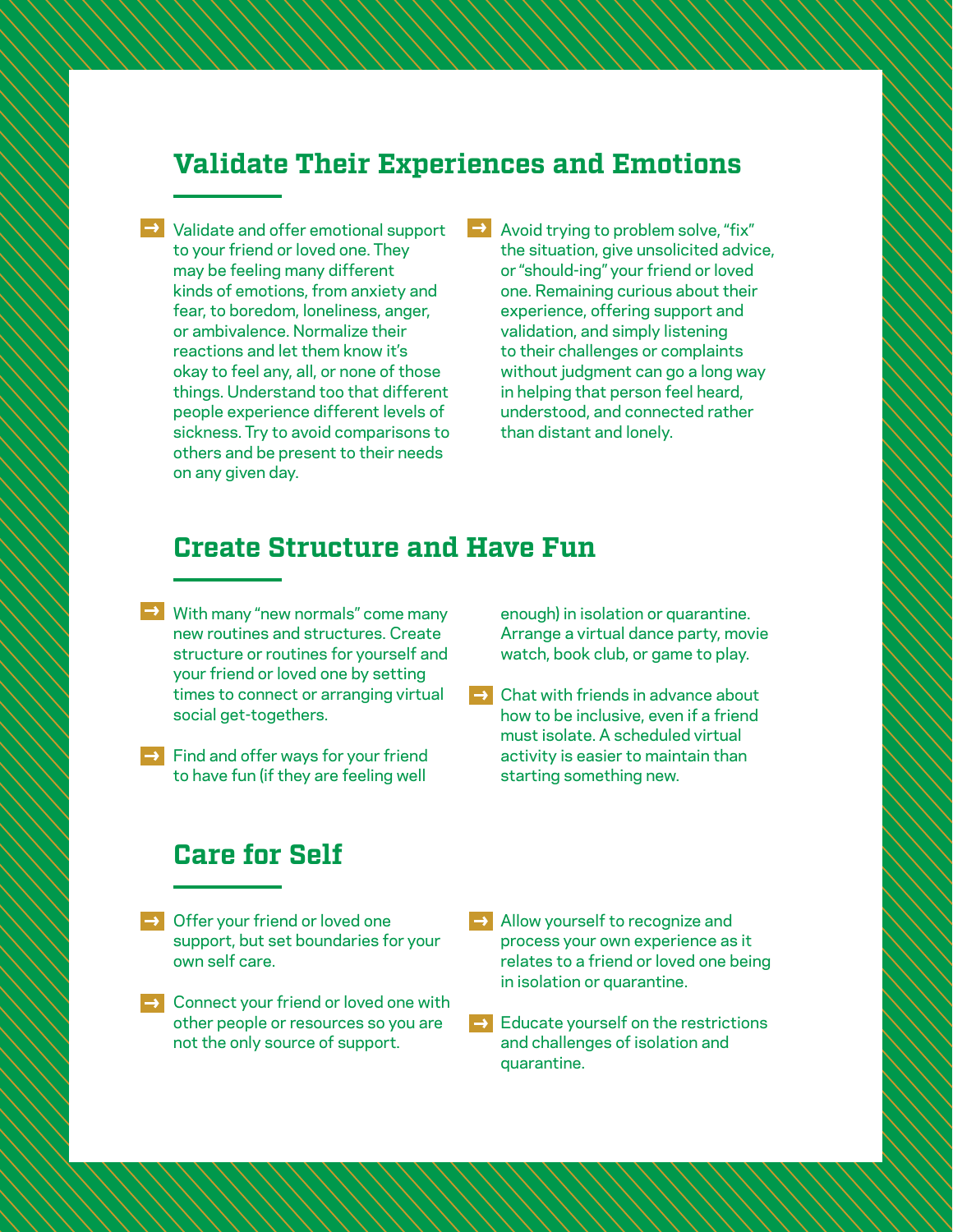## Validate Their Experiences and Emotions

- Validate and offer emotional support to your friend or loved one. They may be feeling many different kinds of emotions, from anxiety and fear, to boredom, loneliness, anger, or ambivalence. Normalize their reactions and let them know it's okay to feel any, all, or none of those things. Understand too that different people experience different levels of sickness. Try to avoid comparisons to others and be present to their needs on any given day.
- Avoid trying to problem solve, "fix" the situation, give unsolicited advice, or "should-ing" your friend or loved one. Remaining curious about their experience, offering support and validation, and simply listening to their challenges or complaints without judgment can go a long way in helping that person feel heard, understood, and connected rather than distant and lonely.

## Create Structure and Have Fun

- With many "new normals" come many new routines and structures. Create structure or routines for yourself and your friend or loved one by setting times to connect or arranging virtual social get-togethers.
- Find and offer ways for your friend to have fun (if they are feeling well enough) in isolation or quarantine. Arrange a virtual dance party, movie watch, book club, or game to play.
- Chat with friends in advance about how to be inclusive, even if a friend must isolate. A scheduled virtual activity is easier to maintain than starting something new.

## Care for Self

- Offer your friend or loved one support, but set boundaries for your own self care.
- Connect your friend or loved one with other people or resources so you are not the only source of support.
- Allow yourself to recognize and process your own experience as it relates to a friend or loved one being in isolation or quarantine.
- Educate yourself on the restrictions and challenges of isolation and quarantine.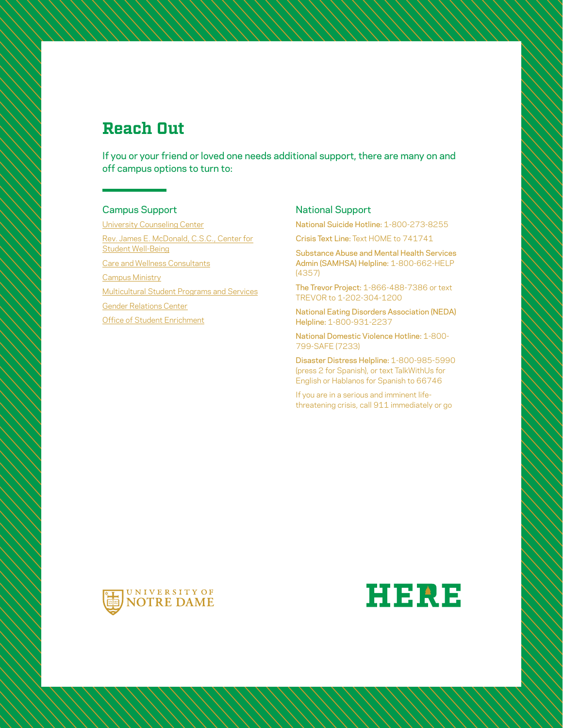## Reach Out

If you or your friend or loved one needs additional support, there are many on and off campus options to turn to:

### Campus Support

University Counseling Center

Rev. James E. McDonald, C.S.C., Center for Student Well-Being

Care and Wellness Consultants

Campus Ministry

Multicultural Student Programs and Services

Gender Relations Center

Office of Student Enrichment

### National Support

National Suicide Hotline: 1-800-273-8255

Crisis Text Line: Text HOME to 741741

Substance Abuse and Mental Health Services Admin (SAMHSA) Helpline: 1-800-662-HELP (4357)

The Trevor Project: 1-866-488-7386 or text TREVOR to 1-202-304-1200

National Eating Disorders Association (NEDA) Helpline: 1-800-931-2237

National Domestic Violence Hotline: 1-800-799-SAFE (7233)

Disaster Distress Helpline: 1-800-985-5990 (press 2 for Spanish), or text TalkWithUs for English or Hablanos for Spanish to 66746

If you are in a serious and imminent life-threatening crisis, call 911 immediately or go

UNIVERSITY OF NOTRE DAME

HERE